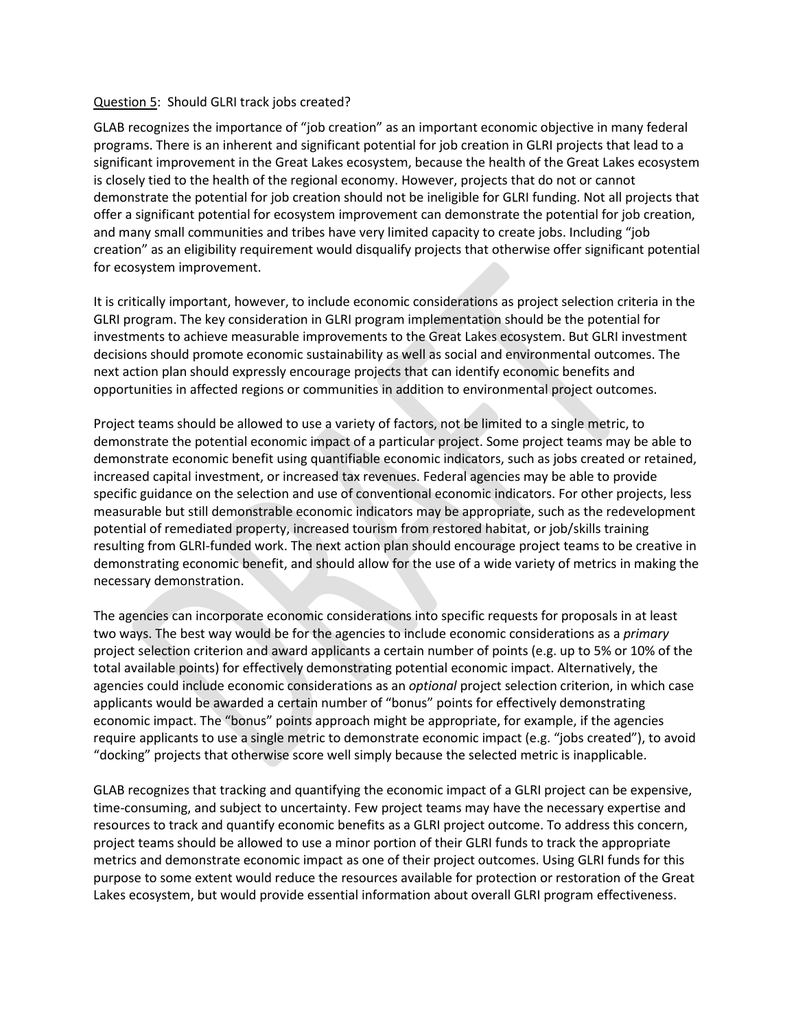<u>Question 5</u>: Should GLRI track jobs created?

GLAB recognizes the importance of "job creation" as an important economic objective in many federal programs. There is an inherent and significant potential for job creation in GLRI projects that lead to a significant improvement in the Great Lakes ecosystem, because the health of the Great Lakes ecosystem is closely tied to the health of the regional economy. However, projects that do not or cannot demonstrate the potential for job creation should not be ineligible for GLRI funding. Not all projects that offer a significant potential for ecosystem improvement can demonstrate the potential for job creation, and many small communities and tribes have very limited capacity to create jobs. Including "job creation" as an eligibility requirement would disqualify projects that otherwise offer significant potential for ecosystem improvement.

It is critically important, however, to include economic considerations as project selection criteria in the GLRI program. The key consideration in GLRI program implementation should be the potential for investments to achieve measurable improvements to the Great Lakes ecosystem. But GLRI investment decisions should promote economic sustainability as well as social and environmental outcomes. The next action plan should expressly encourage projects that can identify economic benefits and opportunities in affected regions or communities in addition to environmental project outcomes.

Project teams should be allowed to use a variety of factors, not be limited to a single metric, to demonstrate the potential economic impact of a particular project. Some project teams may be able to demonstrate economic benefit using quantifiable economic indicators, such as jobs created or retained, increased capital investment, or increased tax revenues. Federal agencies may be able to provide specific guidance on the selection and use of conventional economic indicators. For other projects, less measurable but still demonstrable economic indicators may be appropriate, such as the redevelopment potential of remediated property, increased tourism from restored habitat, or job/skills training resulting from GLRI-funded work. The next action plan should encourage project teams to be creative in demonstrating economic benefit, and should allow for the use of a wide variety of metrics in making the necessary demonstration.

The agencies can incorporate economic considerations into specific requests for proposals in at least two ways. The best way would be for the agencies to include economic considerations as a *primary* project selection criterion and award applicants a certain number of points (e.g. up to 5% or 10% of the total available points) for effectively demonstrating potential economic impact. Alternatively, the agencies could include economic considerations as an *optional* project selection criterion, in which case applicants would be awarded a certain number of "bonus" points for effectively demonstrating economic impact. The "bonus" points approach might be appropriate, for example, if the agencies require applicants to use a single metric to demonstrate economic impact (e.g. "jobs created"), to avoid "docking" projects that otherwise score well simply because the selected metric is inapplicable.

GLAB recognizes that tracking and quantifying the economic impact of a GLRI project can be expensive, time-consuming, and subject to uncertainty. Few project teams may have the necessary expertise and resources to track and quantify economic benefits as a GLRI project outcome. To address this concern, project teams should be allowed to use a minor portion of their GLRI funds to track the appropriate metrics and demonstrate economic impact as one of their project outcomes. Using GLRI funds for this purpose to some extent would reduce the resources available for protection or restoration of the Great Lakes ecosystem, but would provide essential information about overall GLRI program effectiveness.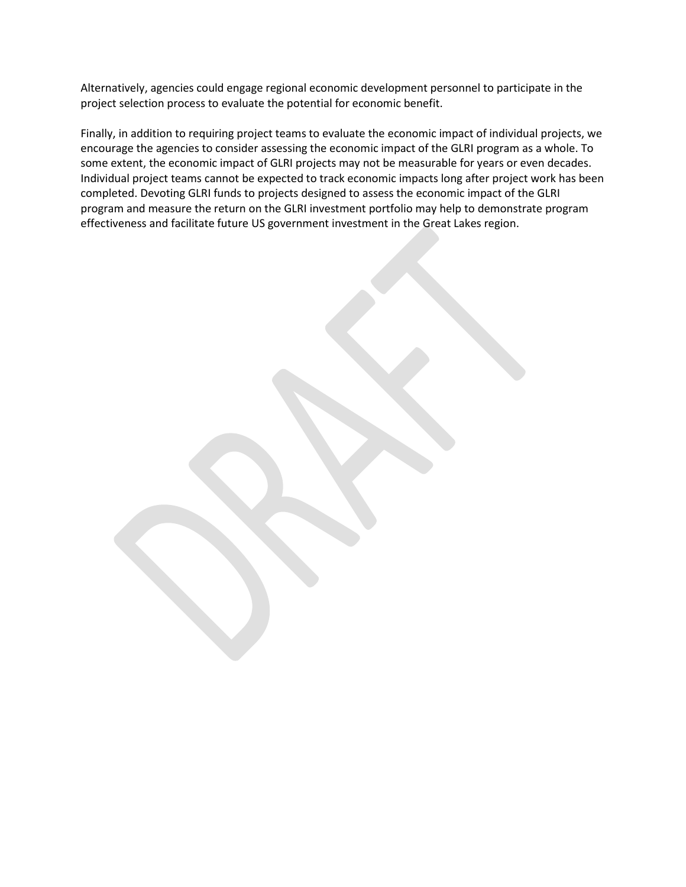Alternatively, agencies could engage regional economic development personnel to participate in the project selection process to evaluate the potential for economic benefit.

Finally, in addition to requiring project teams to evaluate the economic impact of individual projects, we encourage the agencies to consider assessing the economic impact of the GLRI program as a whole. To some extent, the economic impact of GLRI projects may not be measurable for years or even decades. Individual project teams cannot be expected to track economic impacts long after project work has been completed. Devoting GLRI funds to projects designed to assess the economic impact of the GLRI program and measure the return on the GLRI investment portfolio may help to demonstrate program effectiveness and facilitate future US government investment in the Great Lakes region.